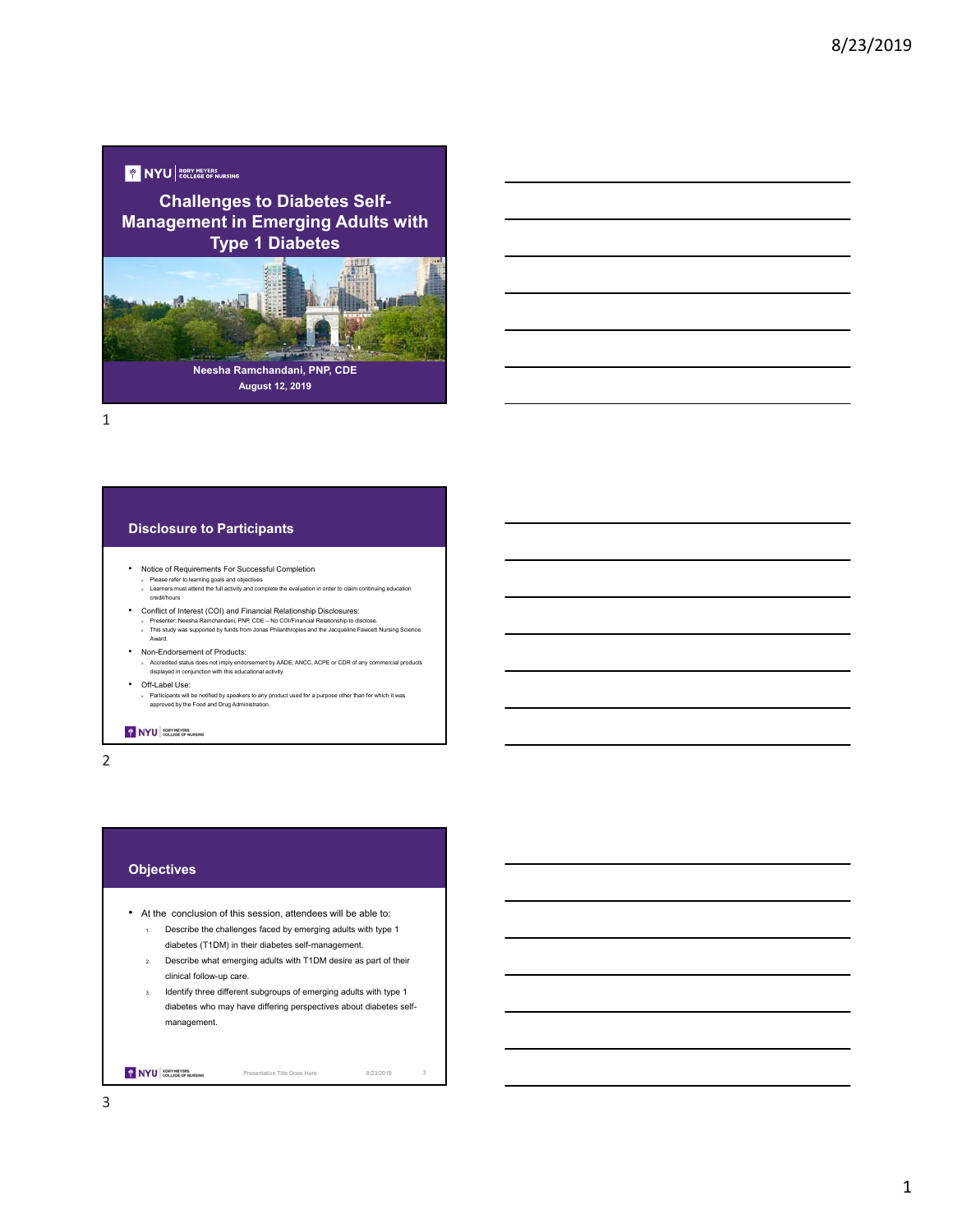NYU | RORY MEYERS COLLEGE OF NURSING

# Challenges to Diabetes Self-Management in Emerging Adults with Type 1 Diabetes

**Neesha Ramchandani, PNP, CDE**
**August 12, 2019**

## Disclosure to Participants

- Notice of Requirements For Successful Completion
  - Please refer to learning goals and objectives
  - Learners must attend the full activity and complete the evaluation in order to claim continuing education credit/hours
- Conflict of Interest (COI) and Financial Relationship Disclosures:
  - Presenter: Neesha Ramchandani, PNP, CDE – No COI/Financial Relationship to disclose.
  - This study was supported by funds from Jonas Philanthropies and the Jacqueline Fawcett Nursing Science Award.
- Non-Endorsement of Products:
  - Accredited status does not imply endorsement by AADE, ANCC, ACPE or CDR of any commercial products displayed in conjunction with this educational activity
- Off-Label Use:
  - Participants will be notified by speakers to any product used for a purpose other than for which it was approved by the Food and Drug Administration.

## Objectives

- At the conclusion of this session, attendees will be able to:
  1. Describe the challenges faced by emerging adults with type 1 diabetes (T1DM) in their diabetes self-management.
  2. Describe what emerging adults with T1DM desire as part of their clinical follow-up care.
  3. Identify three different subgroups of emerging adults with type 1 diabetes who may have differing perspectives about diabetes self-management.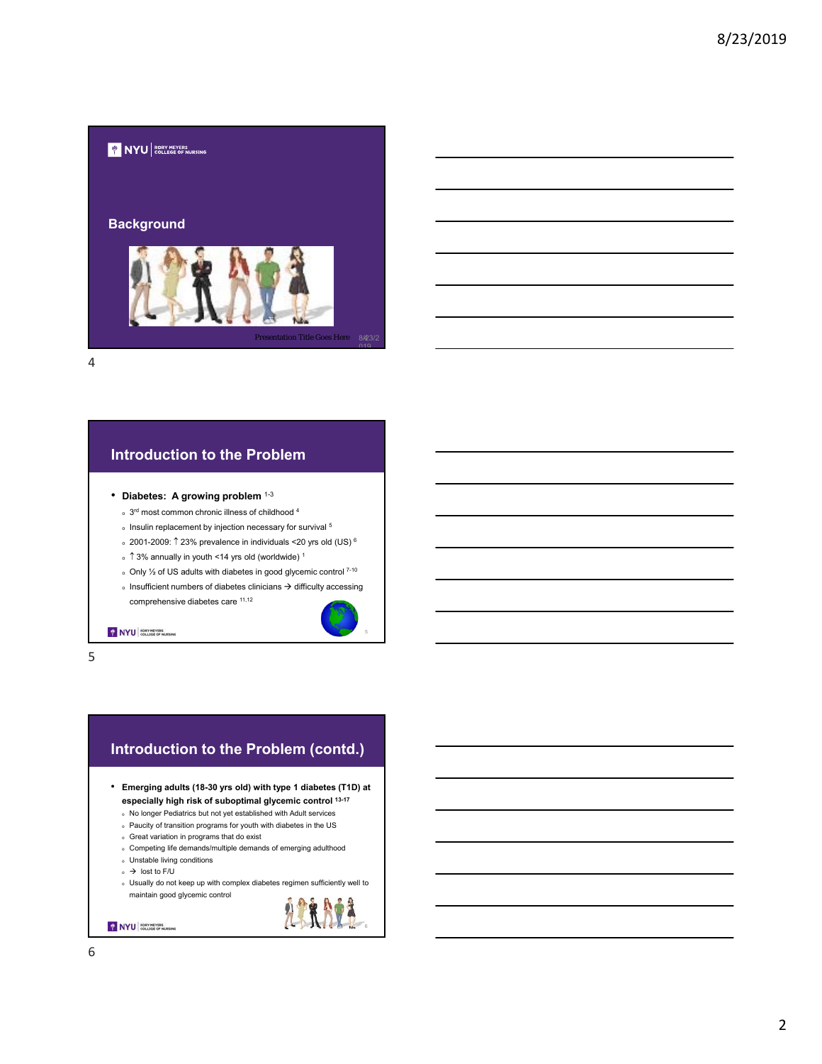## Background

Presentation Title Goes Here

## Introduction to the Problem

- **Diabetes: A growing problem** [1-3]
  - 3rd most common chronic illness of childhood [4]
  - Insulin replacement by injection necessary for survival [5]
  - 2001-2009: ↑ 23% prevalence in individuals <20 yrs old (US) [6]
  - ↑ 3% annually in youth <14 yrs old (worldwide) [1]
  - Only ½ of US adults with diabetes in good glycemic control [7-10]
  - Insufficient numbers of diabetes clinicians → difficulty accessing comprehensive diabetes care [11,12]

## Introduction to the Problem (contd.)

- **Emerging adults (18-30 yrs old) with type 1 diabetes (T1D) at especially high risk of suboptimal glycemic control** [13-17]
  - No longer Pediatrics but not yet established with Adult services
  - Paucity of transition programs for youth with diabetes in the US
  - Great variation in programs that do exist
  - Competing life demands/multiple demands of emerging adulthood
  - Unstable living conditions
  - → lost to F/U
  - Usually do not keep up with complex diabetes regimen sufficiently well to maintain good glycemic control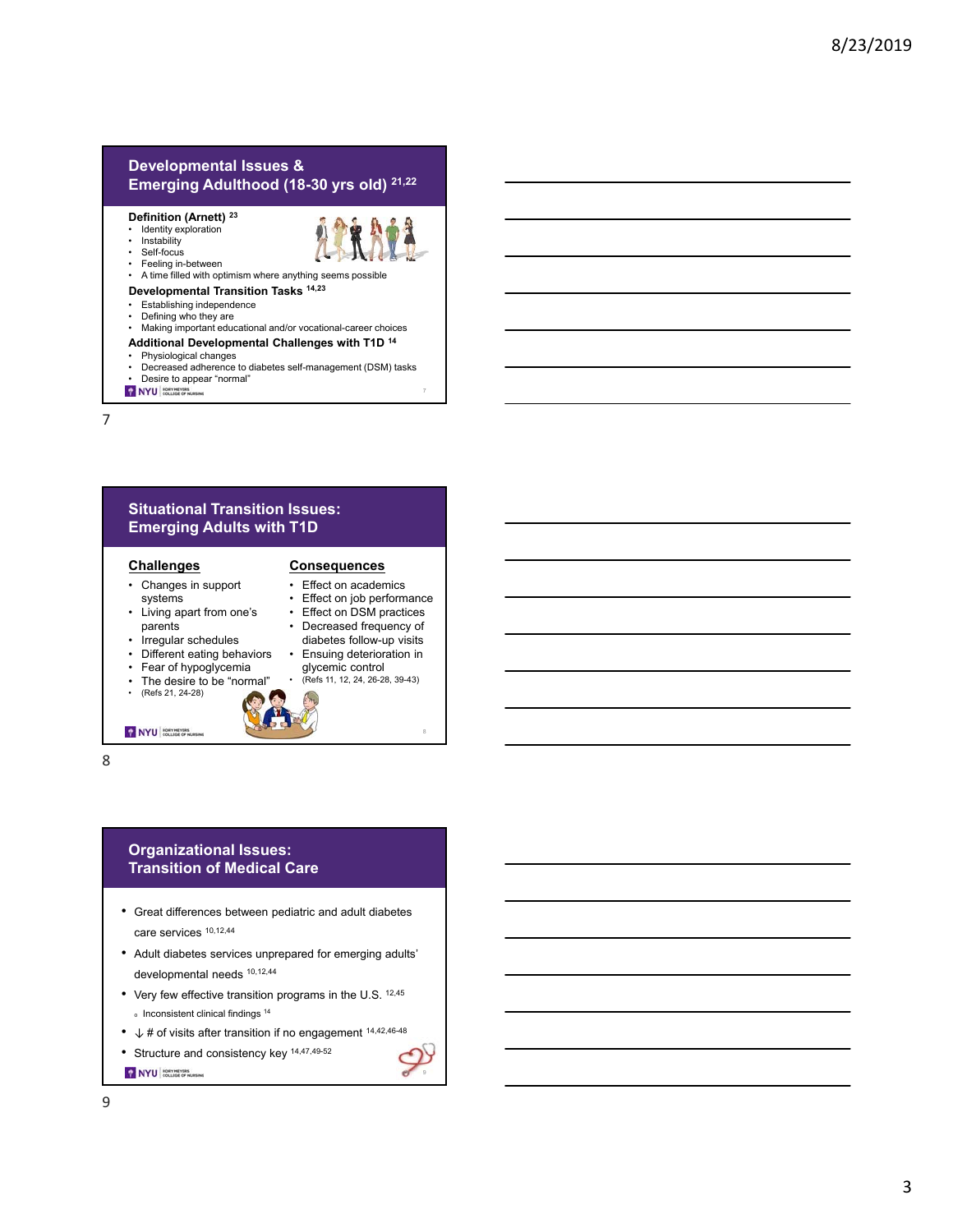## Developmental Issues & Emerging Adulthood (18-30 yrs old) [21,22]

**Definition (Arnett)** [23]

- Identity exploration
- Instability
- Self-focus
- Feeling in-between
- A time filled with optimism where anything seems possible

**Developmental Transition Tasks** [14,23]

- Establishing independence
- Defining who they are
- Making important educational and/or vocational-career choices

**Additional Developmental Challenges with T1D** [14]

- Physiological changes
- Decreased adherence to diabetes self-management (DSM) tasks
- Desire to appear "normal"

## Situational Transition Issues: Emerging Adults with T1D

**Challenges**

- Changes in support systems
- Living apart from one's parents
- Irregular schedules
- Different eating behaviors
- Fear of hypoglycemia
- The desire to be "normal"
- (Refs 21, 24-28)

**Consequences**

- Effect on academics
- Effect on job performance
- Effect on DSM practices
- Decreased frequency of diabetes follow-up visits
- Ensuing deterioration in glycemic control
- (Refs 11, 12, 24, 26-28, 39-43)

## Organizational Issues: Transition of Medical Care

- Great differences between pediatric and adult diabetes care services [10,12,44]
- Adult diabetes services unprepared for emerging adults' developmental needs [10,12,44]
- Very few effective transition programs in the U.S. [12,45]
  - Inconsistent clinical findings [14]
- ↓ # of visits after transition if no engagement [14,42,46-48]
- Structure and consistency key [14,47,49-52]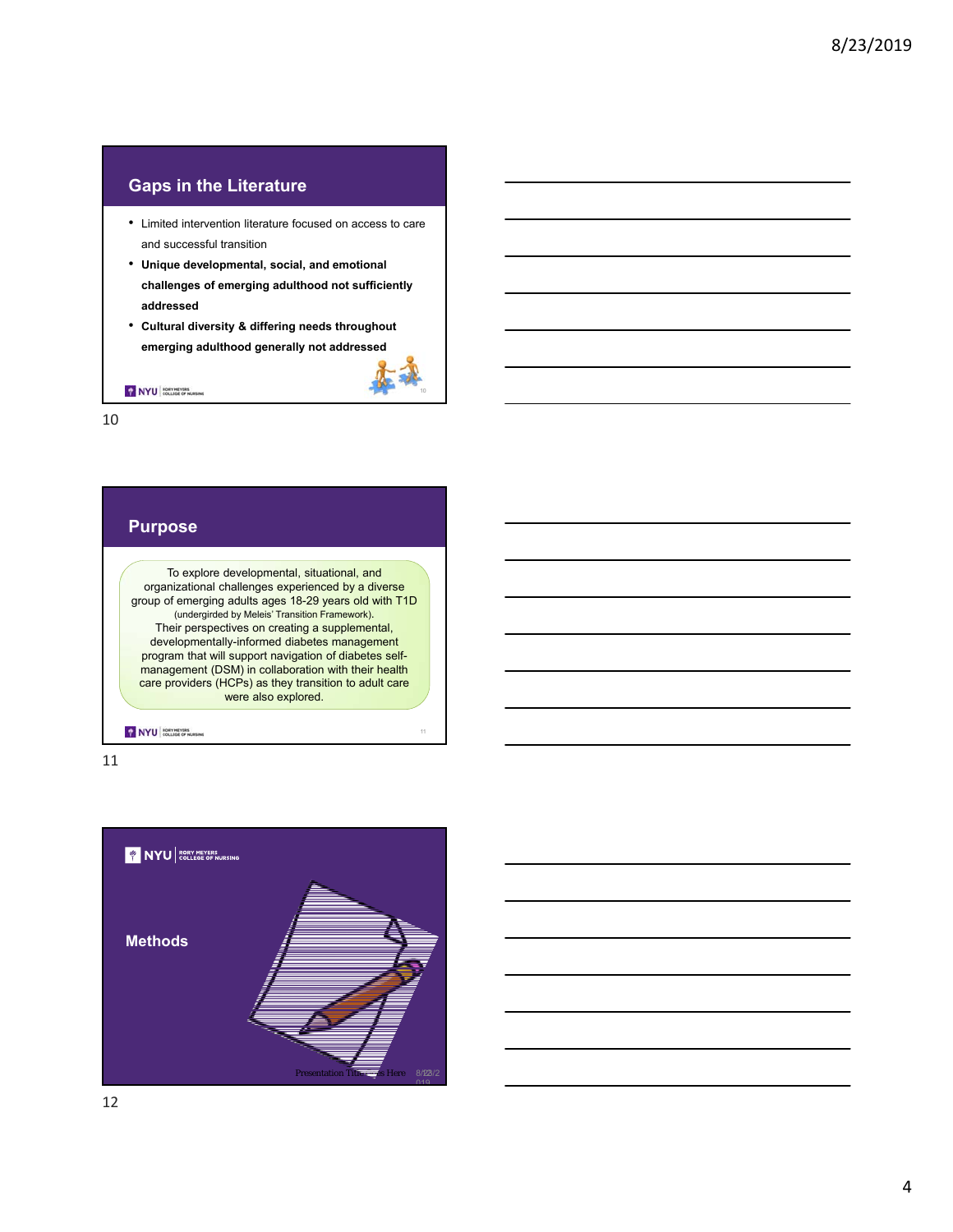## Gaps in the Literature

- Limited intervention literature focused on access to care and successful transition
- **Unique developmental, social, and emotional challenges of emerging adulthood not sufficiently addressed**
- **Cultural diversity & differing needs throughout emerging adulthood generally not addressed**

## Purpose

To explore developmental, situational, and organizational challenges experienced by a diverse group of emerging adults ages 18-29 years old with T1D (undergirded by Meleis' Transition Framework). Their perspectives on creating a supplemental, developmentally-informed diabetes management program that will support navigation of diabetes self-management (DSM) in collaboration with their health care providers (HCPs) as they transition to adult care were also explored.

## Methods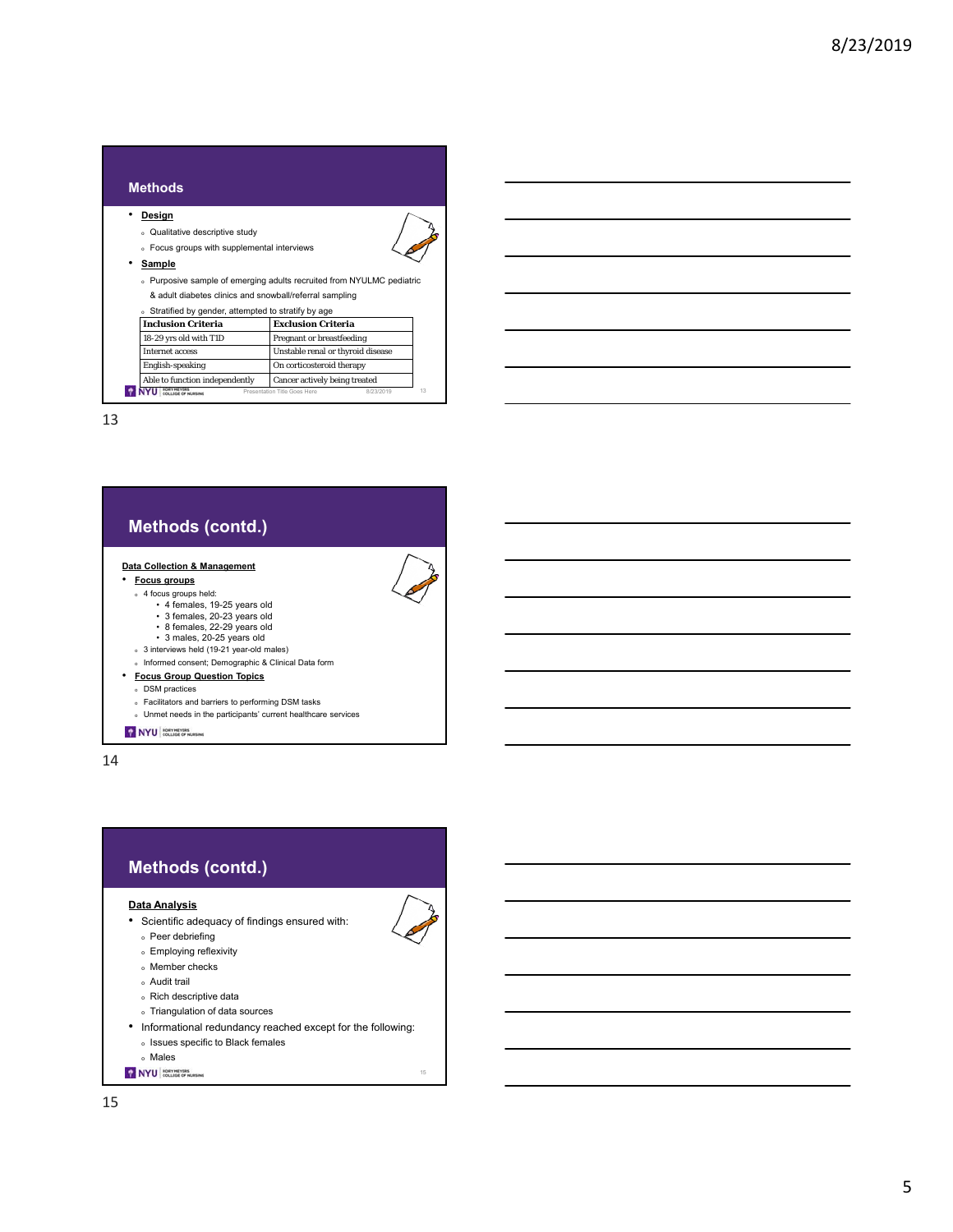## Methods

- **Design**
  - Qualitative descriptive study
  - Focus groups with supplemental interviews
- **Sample**
  - Purposive sample of emerging adults recruited from NYULMC pediatric & adult diabetes clinics and snowball/referral sampling
  - Stratified by gender, attempted to stratify by age

| Inclusion Criteria | Exclusion Criteria |
| --- | --- |
| 18-29 yrs old with T1D | Pregnant or breastfeeding |
| Internet access | Unstable renal or thyroid disease |
| English-speaking | On corticosteroid therapy |
| Able to function independently | Cancer actively being treated |

## Methods (contd.)

**Data Collection & Management**

- **Focus groups**
  - 4 focus groups held:
    - 4 females, 19-25 years old
    - 3 females, 20-23 years old
    - 8 females, 22-29 years old
    - 3 males, 20-25 years old
  - 3 interviews held (19-21 year-old males)
  - Informed consent; Demographic & Clinical Data form
- **Focus Group Question Topics**
  - DSM practices
  - Facilitators and barriers to performing DSM tasks
  - Unmet needs in the participants' current healthcare services

## Methods (contd.)

**Data Analysis**

- Scientific adequacy of findings ensured with:
  - Peer debriefing
  - Employing reflexivity
  - Member checks
  - Audit trail
  - Rich descriptive data
  - Triangulation of data sources
- Informational redundancy reached except for the following:
  - Issues specific to Black females
  - Males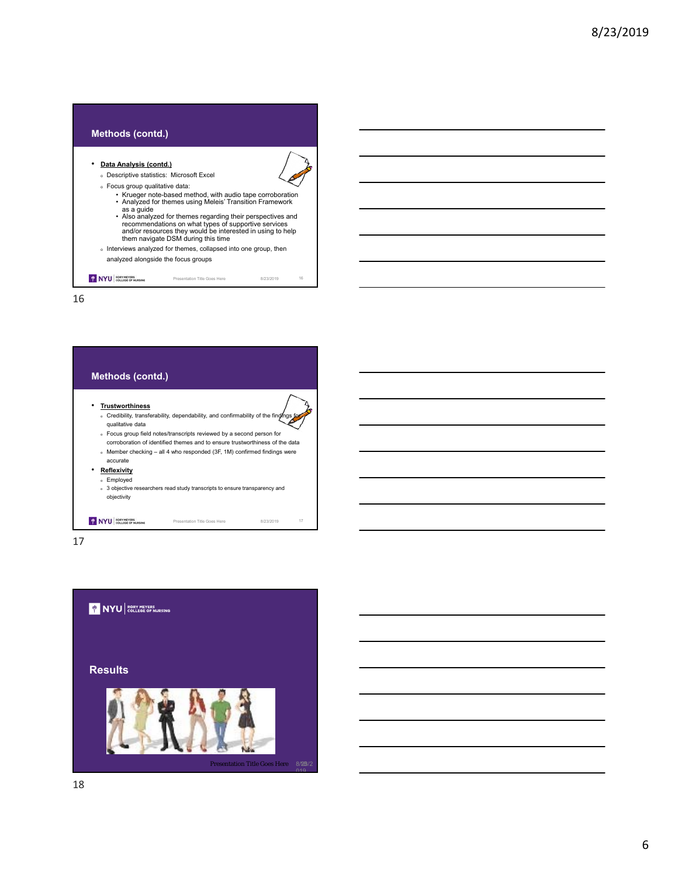## Methods (contd.)

- **Data Analysis (contd.)**
  - Descriptive statistics: Microsoft Excel
  - Focus group qualitative data:
    - Krueger note-based method, with audio tape corroboration
    - Analyzed for themes using Meleis' Transition Framework as a guide
    - Also analyzed for themes regarding their perspectives and recommendations on what types of supportive services and/or resources they would be interested in using to help them navigate DSM during this time
  - Interviews analyzed for themes, collapsed into one group, then analyzed alongside the focus groups

16

## Methods (contd.)

- **Trustworthiness**
  - Credibility, transferability, dependability, and confirmability of the findings for qualitative data
  - Focus group field notes/transcripts reviewed by a second person for corroboration of identified themes and to ensure trustworthiness of the data
  - Member checking – all 4 who responded (3F, 1M) confirmed findings were accurate
- **Reflexivity**
  - Employed
  - 3 objective researchers read study transcripts to ensure transparency and objectivity

17

## Results

18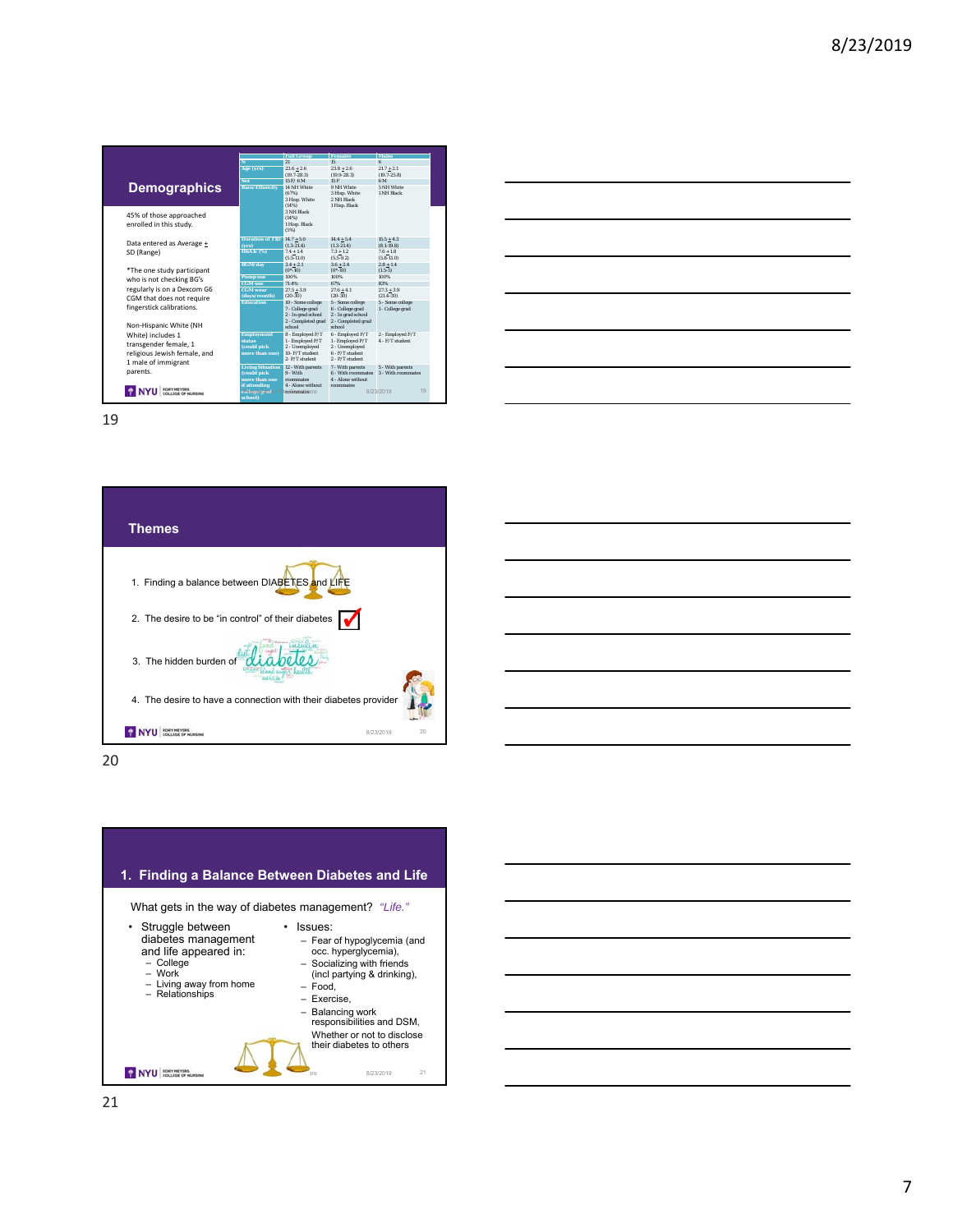## Demographics

45% of those approached enrolled in this study.

Data entered as Average ± SD (Range)

*The one study participant who is not checking BG's regularly is on a Dexcom G6 CGM that does not require fingerstick calibrations.

Non-Hispanic White (NH White) includes 1 transgender female, 1 religious Jewish female, and 1 male of immigrant parents.

| | Full Group | Females | Males |
|---|---|---|---|
| N | 21 | 15 | 6 |
| Age (yrs) | 23.6 ± 2.6 (19.7-28.3) | 23.8 ± 2.6 (19.9-28.3) | 21.7 ± 2.1 (19.7-25.8) |
| Sex | 15 F/ 6 M | 15 F | 6 M |
| Race/Ethnicity | 14 NH White (67%) 3 Hisp. White (14%) 3 NH Black (14%) 1 Hisp. Black (5%) | 9 NH White 3 Hisp. White 2 NH Black 1 Hisp. Black | 5 NH White 1 NH Black |
| Duration of T1D (yrs) | 14.7 ± 5.0 (1.3-21.4) | 14.4 ± 5.4 (1.3-21.4) | 15.5 ± 4.3 (8.1-19.8) |
| HbA1c (%) | 7.4 ± 1.4 (5.5-11.0) | 7.3 ± 1.2 (5.5-9.2) | 7.6 ± 1.8 (5.8-11.0) |
| BGM/day | 3.4 ± 2.1 (0*-10) | 3.6 ± 2.4 (0*-10) | 2.8 ± 1.4 (1.5-5) |
| Pump use | 100% | 100% | 100% |
| CGM use | 71.4% | 67% | 83% |
| CGM wear (days/month) | 27.5 ± 3.9 (20-30) | 27.6 ± 4.1 (20-30) | 27.3 ± 3.9 (21.4-30) |
| Education | 10 - Some college 7 - College grad 2 - In grad school 2 - Completed grad school | 5 - Some college 6 - College grad 2 - In grad school 2 - Completed grad school | 5 - Some college 1 - College grad |
| Employment status (could pick more than one) | 8 - Employed F/T 1 - Employed P/T 2 - Unemployed 10 - F/T student 2 - P/T student | 6 - Employed F/T 1 - Employed P/T 2 - Unemployed 6 - F/T student 2 - P/T student | 2 - Employed F/T 4 - F/T student |
| Living Situation (could pick more than one if attending college/grad school) | 12 - With parents 9 - With roommates 4 - Alone without roommates | 7 - With parents 6 - With roommates 4 - Alone without roommates | 5 - With parents 3 - With roommates |

## Themes

1. Finding a balance between DIABETES and LIFE
2. The desire to be "in control" of their diabetes
3. The hidden burden of diabetes
4. The desire to have a connection with their diabetes provider

## 1. Finding a Balance Between Diabetes and Life

What gets in the way of diabetes management? *"Life."*

- Struggle between diabetes management and life appeared in:
  - College
  - Work
  - Living away from home
  - Relationships
- Issues:
  - Fear of hypoglycemia (and occ. hyperglycemia),
  - Socializing with friends (incl partying & drinking),
  - Food,
  - Exercise,
  - Balancing work responsibilities and DSM, Whether or not to disclose their diabetes to others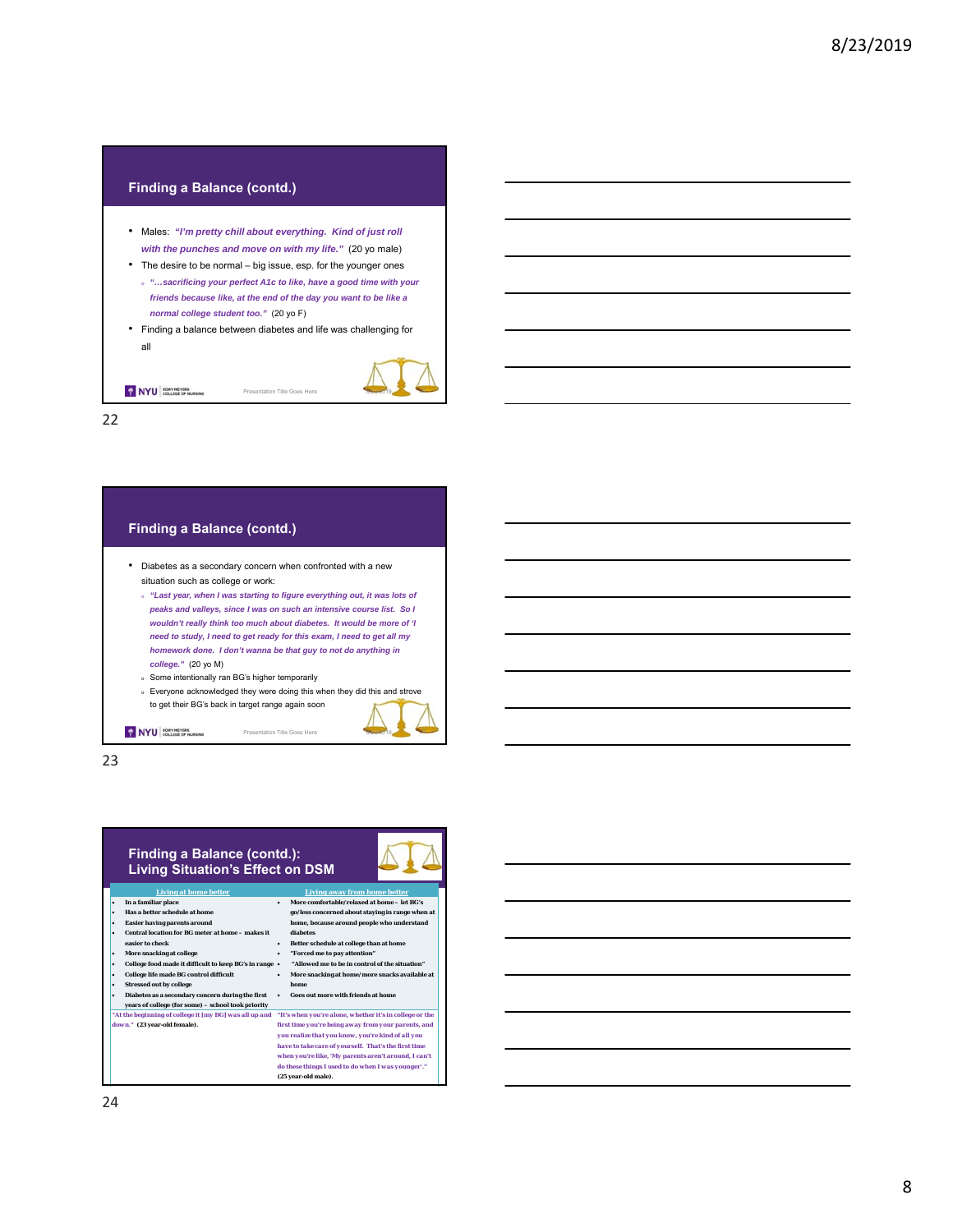## Finding a Balance (contd.)

- Males: ***"I'm pretty chill about everything. Kind of just roll with the punches and move on with my life."*** (20 yo male)
- The desire to be normal – big issue, esp. for the younger ones
  - ***"…sacrificing your perfect A1c to like, have a good time with your friends because like, at the end of the day you want to be like a normal college student too."*** (20 yo F)
- Finding a balance between diabetes and life was challenging for all

## Finding a Balance (contd.)

- Diabetes as a secondary concern when confronted with a new situation such as college or work:
  - ***"Last year, when I was starting to figure everything out, it was lots of peaks and valleys, since I was on such an intensive course list. So I wouldn't really think too much about diabetes. It would be more of 'I need to study, I need to get ready for this exam, I need to get all my homework done. I don't wanna be that guy to not do anything in college."*** (20 yo M)
  - Some intentionally ran BG's higher temporarily
  - Everyone acknowledged they were doing this when they did this and strove to get their BG's back in target range again soon

## Finding a Balance (contd.): Living Situation's Effect on DSM

| Living at home better | Living away from home better |
|---|---|
| • In a familiar place<br>• Has a better schedule at home<br>• Easier having parents around<br>• Central location for BG meter at home – makes it easier to check<br>• More snacking at college<br>• College food made it difficult to keep BG's in range<br>• College life made BG control difficult<br>• Stressed out by college<br>• Diabetes as a secondary concern during the first years of college (for some) – school took priority | • More comfortable/relaxed at home – let BG's go/less concerned about staying in range when at home, because around people who understand diabetes<br>• Better schedule at college than at home<br>• "Forced me to pay attention"<br>• "Allowed me to be in control of the situation"<br>• More snacking at home/more snacks available at home<br>• Goes out more with friends at home |
| "At the beginning of college it [my BG] was all up and down." (23 year-old female). | "It's when you're alone, whether it's in college or the first time you're being away from your parents, and you realize that you know, you're kind of all you have to take care of yourself. That's the first time when you're like, 'My parents aren't around, I can't do these things I used to do when I was younger'." (25 year-old male). |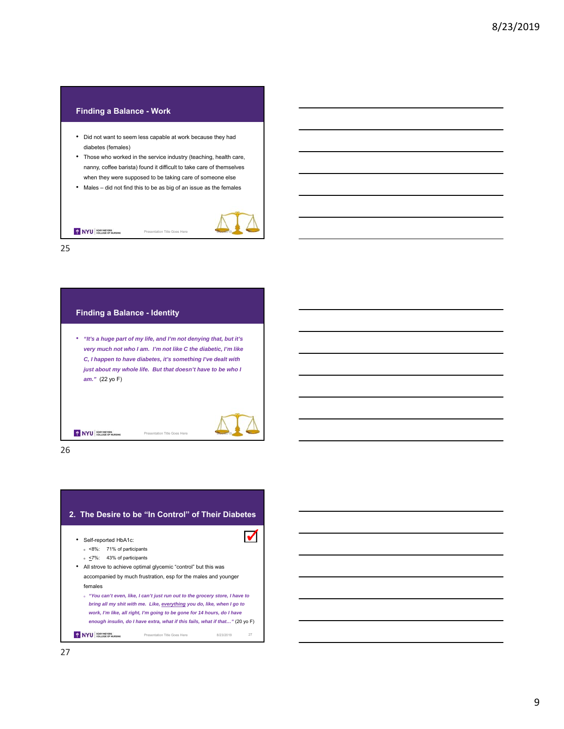## Finding a Balance - Work

- Did not want to seem less capable at work because they had diabetes (females)
- Those who worked in the service industry (teaching, health care, nanny, coffee barista) found it difficult to take care of themselves when they were supposed to be taking care of someone else
- Males – did not find this to be as big of an issue as the females

## Finding a Balance - Identity

- ***"It's a huge part of my life, and I'm not denying that, but it's very much not who I am. I'm not like C the diabetic, I'm like C, I happen to have diabetes, it's something I've dealt with just about my whole life. But that doesn't have to be who I am."*** (22 yo F)

## 2. The Desire to be "In Control" of Their Diabetes

- Self-reported HbA1c:
  - <8%: 71% of participants
  - ≤7%: 43% of participants
- All strove to achieve optimal glycemic "control" but this was accompanied by much frustration, esp for the males and younger females
  - ***"You can't even, like, I can't just run out to the grocery store, I have to bring all my shit with me. Like, everything you do, like, when I go to work, I'm like, all right, I'm going to be gone for 14 hours, do I have enough insulin, do I have extra, what if this fails, what if that…"*** (20 yo F)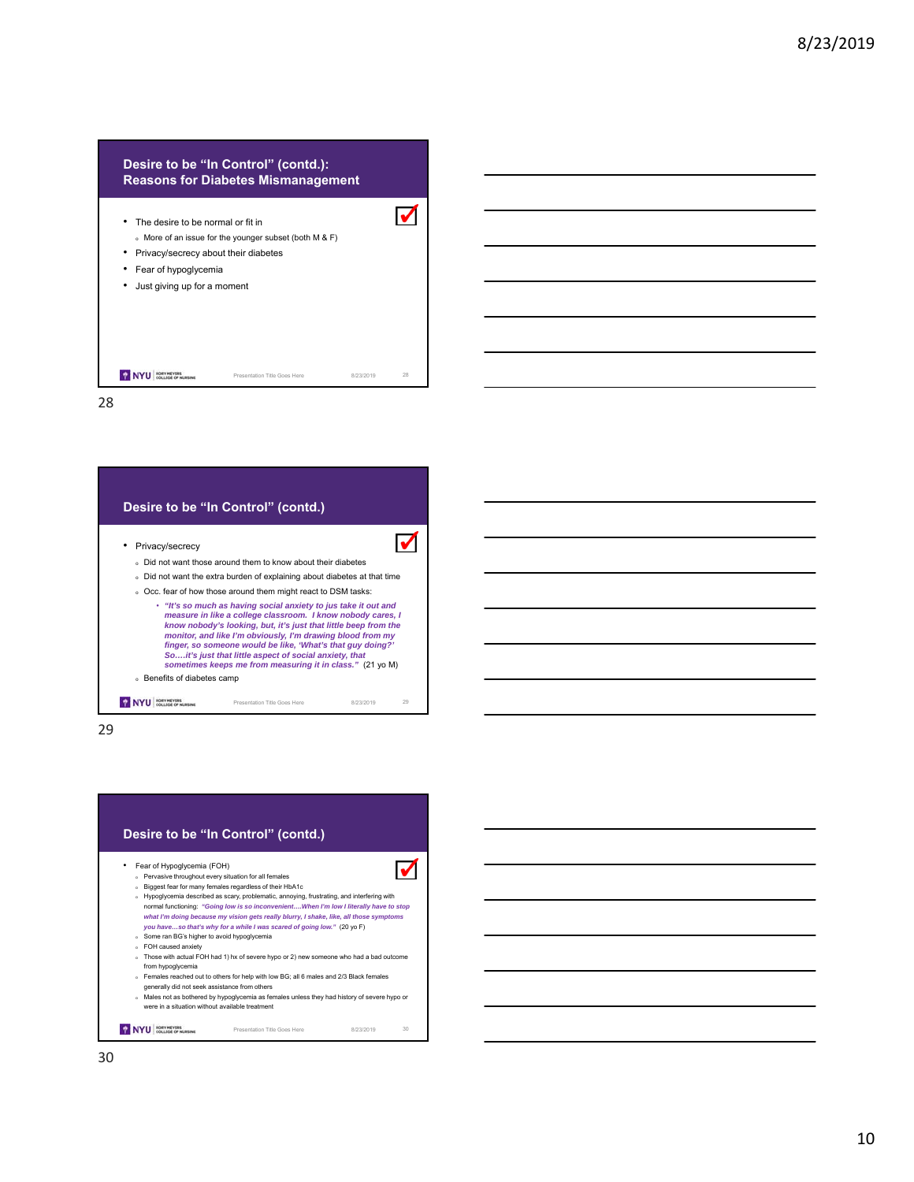## Desire to be "In Control" (contd.): Reasons for Diabetes Mismanagement

- The desire to be normal or fit in
  - More of an issue for the younger subset (both M & F)
- Privacy/secrecy about their diabetes
- Fear of hypoglycemia
- Just giving up for a moment

## Desire to be "In Control" (contd.)

- Privacy/secrecy
  - Did not want those around them to know about their diabetes
  - Did not want the extra burden of explaining about diabetes at that time
  - Occ. fear of how those around them might react to DSM tasks:
    - ***"It's so much as having social anxiety to jus take it out and measure in like a college classroom. I know nobody cares, I know nobody's looking, but, it's just that little beep from the monitor, and like I'm obviously, I'm drawing blood from my finger, so someone would be like, 'What's that guy doing?' So….it's just that little aspect of social anxiety, that sometimes keeps me from measuring it in class."*** (21 yo M)
  - Benefits of diabetes camp

## Desire to be "In Control" (contd.)

- Fear of Hypoglycemia (FOH)
  - Pervasive throughout every situation for all females
  - Biggest fear for many females regardless of their HbA1c
  - Hypoglycemia described as scary, problematic, annoying, frustrating, and interfering with normal functioning: ***"Going low is so inconvenient….When I'm low I literally have to stop what I'm doing because my vision gets really blurry, I shake, like, all those symptoms you have…so that's why for a while I was scared of going low."*** (20 yo F)
  - Some ran BG's higher to avoid hypoglycemia
  - FOH caused anxiety
  - Those with actual FOH had 1) hx of severe hypo or 2) new someone who had a bad outcome from hypoglycemia
  - Females reached out to others for help with low BG; all 6 males and 2/3 Black females generally did not seek assistance from others
  - Males not as bothered by hypoglycemia as females unless they had history of severe hypo or were in a situation without available treatment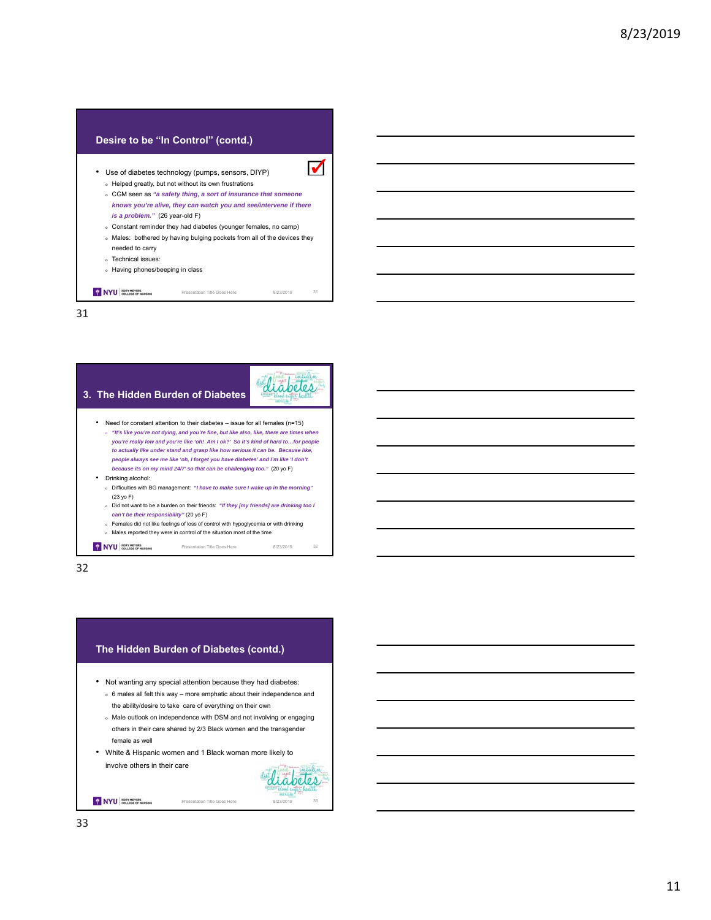## Desire to be "In Control" (contd.)

- Use of diabetes technology (pumps, sensors, DIYP)
  - Helped greatly, but not without its own frustrations
  - CGM seen as ***"a safety thing, a sort of insurance that someone knows you're alive, they can watch you and see/intervene if there is a problem."*** (26 year-old F)
  - Constant reminder they had diabetes (younger females, no camp)
  - Males: bothered by having bulging pockets from all of the devices they needed to carry
  - Technical issues:
  - Having phones/beeping in class

## 3. The Hidden Burden of Diabetes

- Need for constant attention to their diabetes – issue for all females (n=15)
  - ***"It's like you're not dying, and you're fine, but like also, like, there are times when you're really low and you're like 'oh! Am I ok?' So it's kind of hard to…for people to actually like under stand and grasp like how serious it can be. Because like, people always see me like 'oh, I forget you have diabetes' and I'm like 'I don't because its on my mind 24/7' so that can be challenging too."*** (20 yo F)
- Drinking alcohol:
  - Difficulties with BG management: ***"I have to make sure I wake up in the morning"*** (23 yo F)
  - Did not want to be a burden on their friends: ***"If they [my friends] are drinking too I can't be their responsibility"*** (20 yo F)
  - Females did not like feelings of loss of control with hypoglycemia or with drinking
  - Males reported they were in control of the situation most of the time

## The Hidden Burden of Diabetes (contd.)

- Not wanting any special attention because they had diabetes:
  - 6 males all felt this way – more emphatic about their independence and the ability/desire to take care of everything on their own
  - Male outlook on independence with DSM and not involving or engaging others in their care shared by 2/3 Black women and the transgender female as well
- White & Hispanic women and 1 Black woman more likely to involve others in their care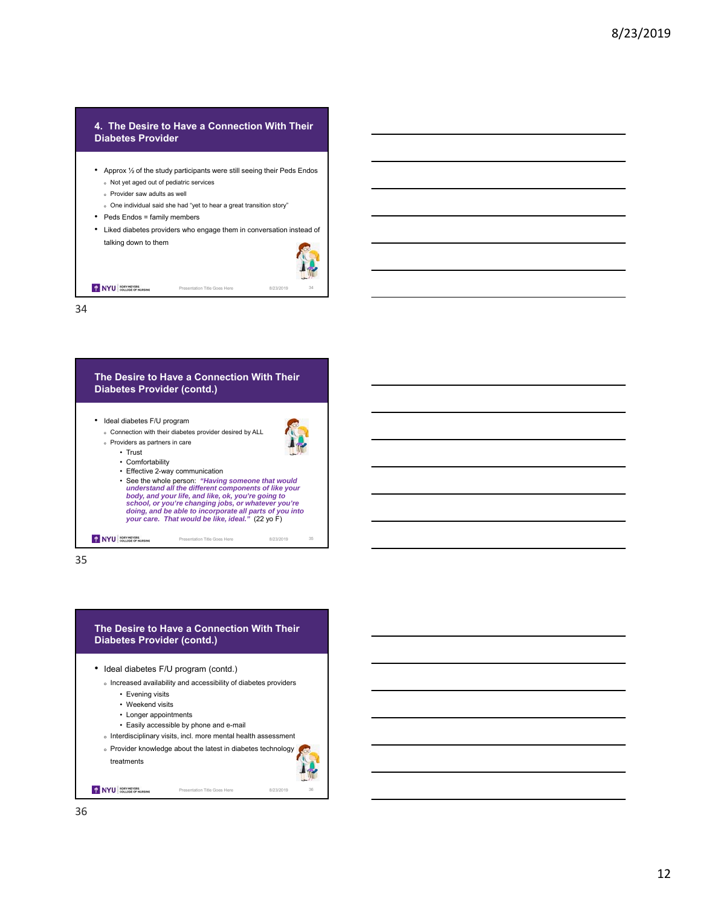## 4. The Desire to Have a Connection With Their Diabetes Provider

- Approx ½ of the study participants were still seeing their Peds Endos
  - Not yet aged out of pediatric services
  - Provider saw adults as well
  - One individual said she had "yet to hear a great transition story"
- Peds Endos = family members
- Liked diabetes providers who engage them in conversation instead of talking down to them

## The Desire to Have a Connection With Their Diabetes Provider (contd.)

- Ideal diabetes F/U program
  - Connection with their diabetes provider desired by ALL
  - Providers as partners in care
    - Trust
    - Comfortability
    - Effective 2-way communication
    - See the whole person: ***"Having someone that would understand all the different components of like your body, and your life, and like, ok, you're going to school, or you're changing jobs, or whatever you're doing, and be able to incorporate all parts of you into your care. That would be like, ideal."*** (22 yo F)

## The Desire to Have a Connection With Their Diabetes Provider (contd.)

- Ideal diabetes F/U program (contd.)
  - Increased availability and accessibility of diabetes providers
    - Evening visits
    - Weekend visits
    - Longer appointments
    - Easily accessible by phone and e-mail
  - Interdisciplinary visits, incl. more mental health assessment
  - Provider knowledge about the latest in diabetes technology treatments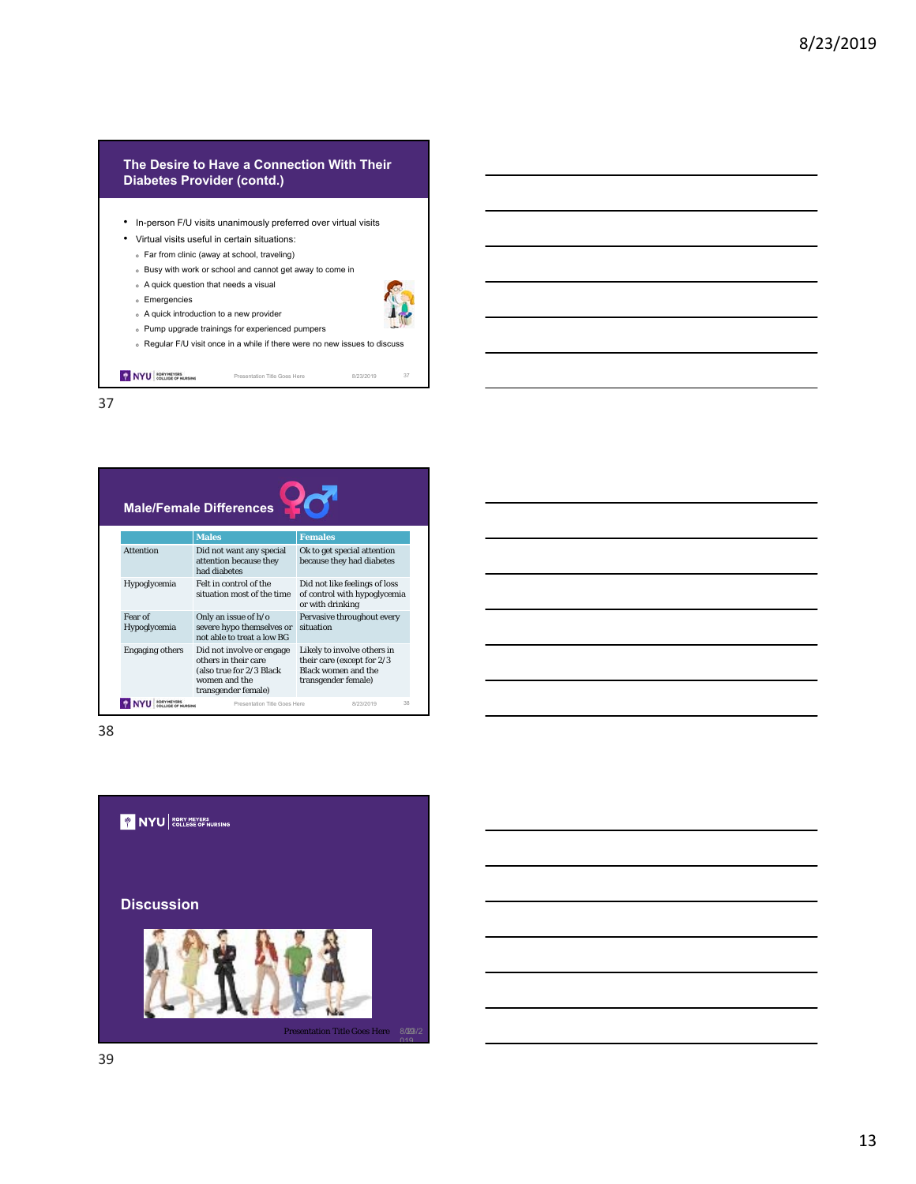## The Desire to Have a Connection With Their Diabetes Provider (contd.)

- In-person F/U visits unanimously preferred over virtual visits
- Virtual visits useful in certain situations:
  - Far from clinic (away at school, traveling)
  - Busy with work or school and cannot get away to come in
  - A quick question that needs a visual
  - Emergencies
  - A quick introduction to a new provider
  - Pump upgrade trainings for experienced pumpers
  - Regular F/U visit once in a while if there were no new issues to discuss

## Male/Female Differences

| | Males | Females |
|---|---|---|
| Attention | Did not want any special attention because they had diabetes | Ok to get special attention because they had diabetes |
| Hypoglycemia | Felt in control of the situation most of the time | Did not like feelings of loss of control with hypoglycemia or with drinking |
| Fear of Hypoglycemia | Only an issue of h/o severe hypo themselves or not able to treat a low BG | Pervasive throughout every situation |
| Engaging others | Did not involve or engage others in their care (also true for 2/3 Black women and the transgender female) | Likely to involve others in their care (except for 2/3 Black women and the transgender female) |

## Discussion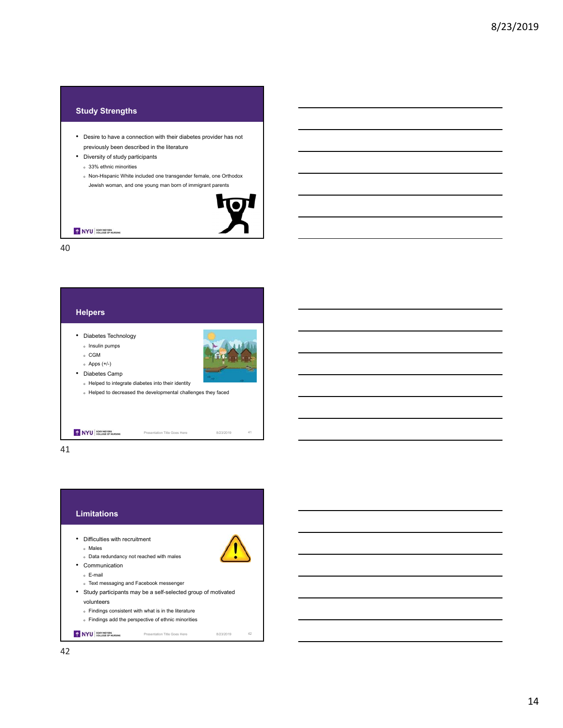## Study Strengths

- Desire to have a connection with their diabetes provider has not previously been described in the literature
- Diversity of study participants
  - 33% ethnic minorities
  - Non-Hispanic White included one transgender female, one Orthodox Jewish woman, and one young man born of immigrant parents

## Helpers

- Diabetes Technology
  - Insulin pumps
  - CGM
  - Apps (+/-)
- Diabetes Camp
  - Helped to integrate diabetes into their identity
  - Helped to decreased the developmental challenges they faced

## Limitations

- Difficulties with recruitment
  - Males
  - Data redundancy not reached with males
- Communication
  - E-mail
  - Text messaging and Facebook messenger
- Study participants may be a self-selected group of motivated volunteers
  - Findings consistent with what is in the literature
  - Findings add the perspective of ethnic minorities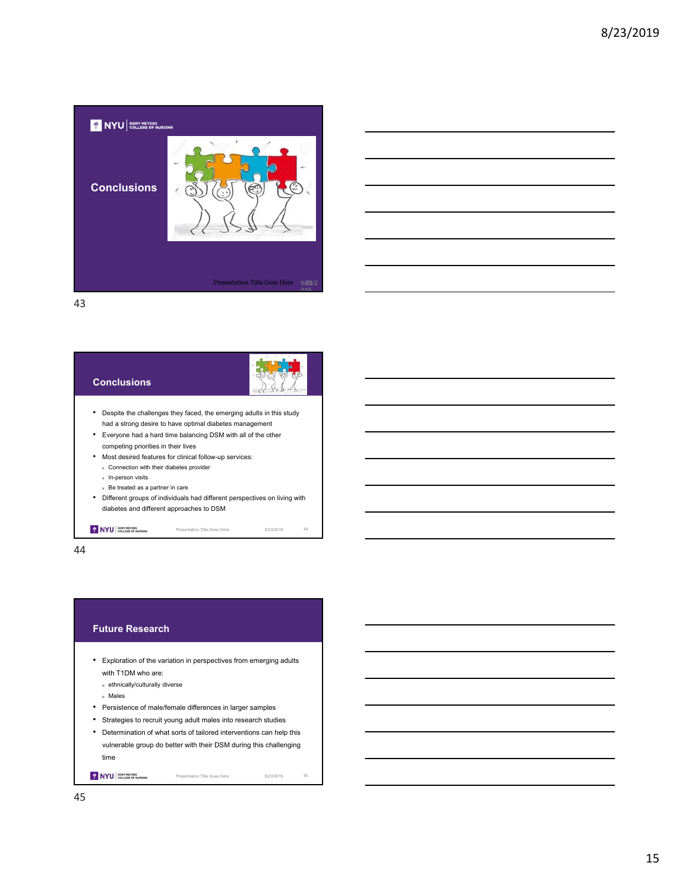## Conclusions

## Conclusions

- Despite the challenges they faced, the emerging adults in this study had a strong desire to have optimal diabetes management
- Everyone had a hard time balancing DSM with all of the other competing priorities in their lives
- Most desired features for clinical follow-up services:
  - Connection with their diabetes provider
  - In-person visits
  - Be treated as a partner in care
- Different groups of individuals had different perspectives on living with diabetes and different approaches to DSM

## Future Research

- Exploration of the variation in perspectives from emerging adults with T1DM who are:
  - ethnically/culturally diverse
  - Males
- Persistence of male/female differences in larger samples
- Strategies to recruit young adult males into research studies
- Determination of what sorts of tailored interventions can help this vulnerable group do better with their DSM during this challenging time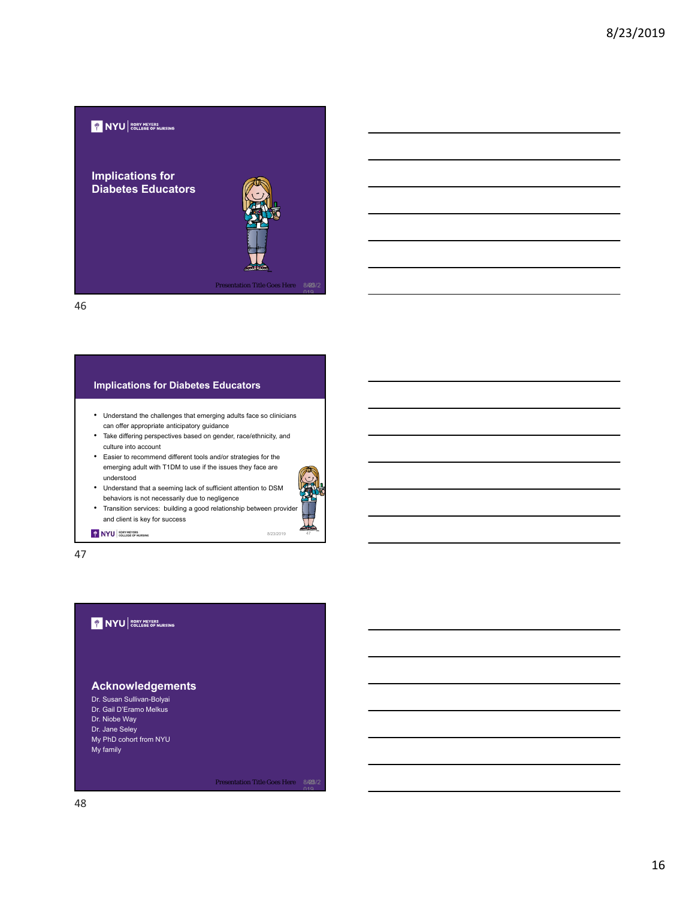## Implications for Diabetes Educators

## Implications for Diabetes Educators

- Understand the challenges that emerging adults face so clinicians can offer appropriate anticipatory guidance
- Take differing perspectives based on gender, race/ethnicity, and culture into account
- Easier to recommend different tools and/or strategies for the emerging adult with T1DM to use if the issues they face are understood
- Understand that a seeming lack of sufficient attention to DSM behaviors is not necessarily due to negligence
- Transition services: building a good relationship between provider and client is key for success

## Acknowledgements

Dr. Susan Sullivan-Bolyai
Dr. Gail D'Eramo Melkus
Dr. Niobe Way
Dr. Jane Seley
My PhD cohort from NYU
My family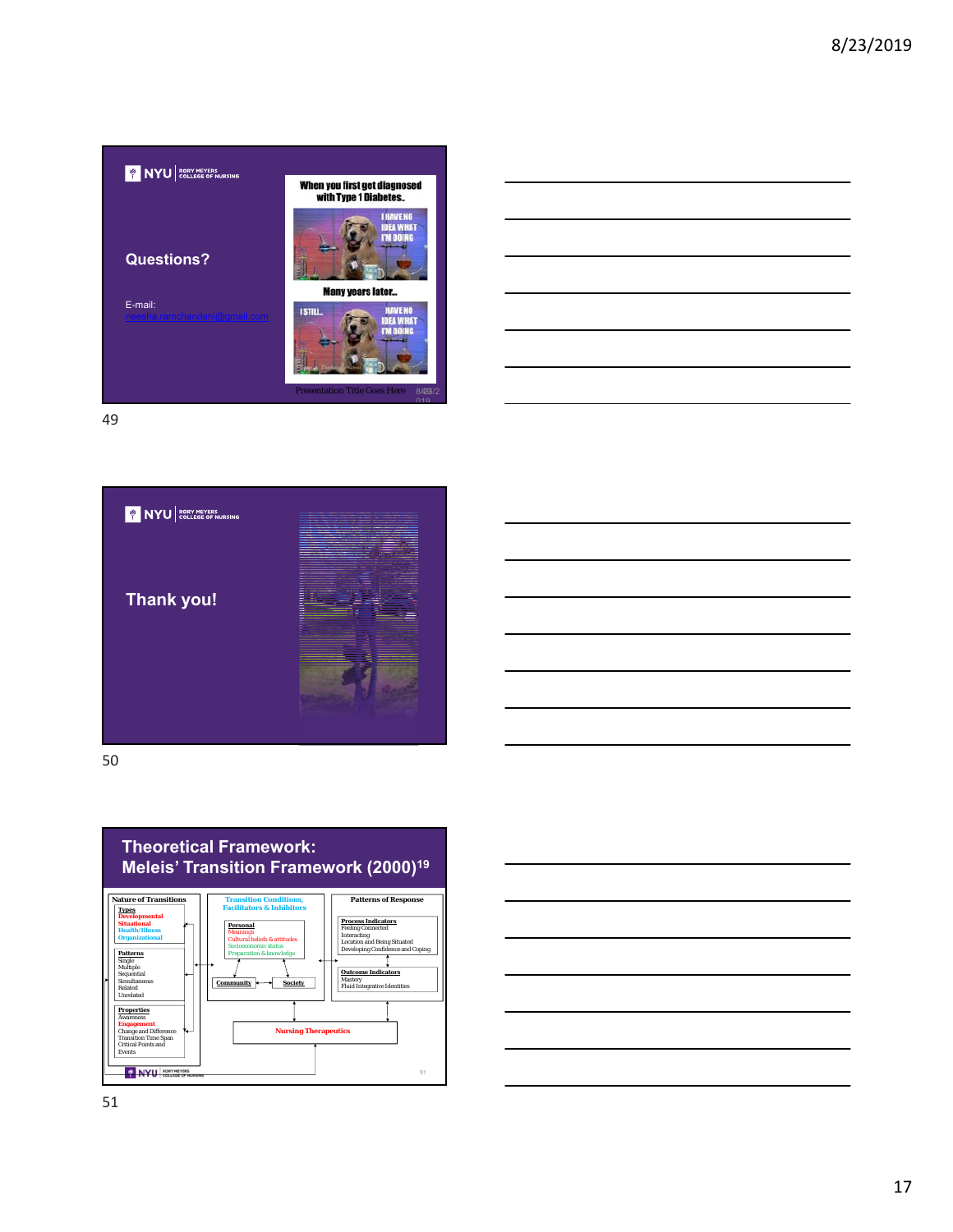## Questions?

E-mail:
neesha.ramchandani@gmail.com

When you first get diagnosed with Type 1 Diabetes..

I HAVE NO IDEA WHAT I'M DOING

Many years later...

I STILL... HAVE NO IDEA WHAT I'M DOING

## Thank you!

## Theoretical Framework: Meleis' Transition Framework (2000)[19]

**Nature of Transitions**

Types
- Developmental
- Situational
- Health/Illness
- Organizational

Patterns
- Single
- Multiple
- Sequential
- Simultaneous
- Related
- Unrelated

Properties
- Awareness
- Engagement
- Change and Difference
- Transition Time Span
- Critical Points and Events

**Transition Conditions, Facilitators & Inhibitors**

Personal
- Meanings
- Cultural beliefs & attitudes
- Socioeconomic status
- Preparation & knowledge

Community

Society

**Patterns of Response**

Process Indicators
- Feeling Connected
- Interacting
- Location and Being Situated
- Developing Confidence and Coping

Outcome Indicators
- Mastery
- Fluid Integrative Identities

**Nursing Therapeutics**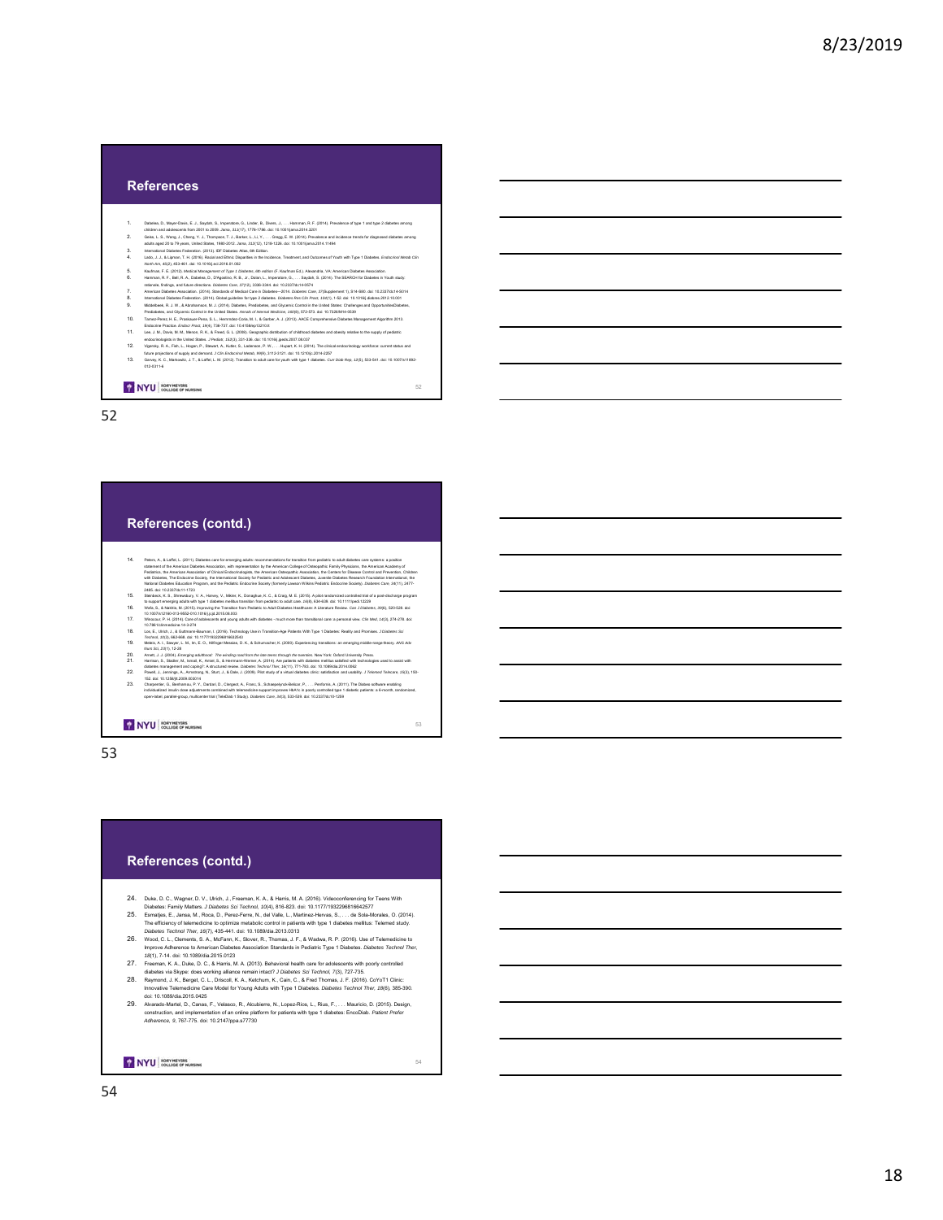## References

1. Dabelea, D., Mayer-Davis, E. J., Saydah, S., Imperatore, G., Linder, B., Divers, J., . . . Hamman, R. F. (2014). Prevalence of type 1 and type 2 diabetes among children and adolescents from 2001 to 2009. *Jama, 311*(17), 1778-1786. doi: 10.1001/jama.2014.3201
2. Geiss, L. S., Wang, J., Cheng, Y. J., Thompson, T. J., Barker, L., Li, Y., . . . Gregg, E. W. (2014). Prevalence and incidence trends for diagnosed diabetes among adults aged 20 to 79 years, United States, 1980-2012. *Jama, 312*(12), 1218-1226. doi: 10.1001/jama.2014.11494
3. International Diabetes Federation. (2013). IDF Diabetes Atlas, 6th Edition.
4. Lado, J. J., & Lipman, T. H. (2016). Racial and Ethnic Disparities in the Incidence, Treatment, and Outcomes of Youth with Type 1 Diabetes. *Endocrinol Metab Clin North Am, 45*(2), 453-461. doi: 10.1016/j.ecl.2016.01.002
5. Kaufman, F. E. (2012). *Medical Management of Type 1 Diabetes, 6th edition* (F. Kaufman Ed.). Alexandria, VA: American Diabetes Association.
6. Hamman, R. F., Bell, R. A., Dabelea, D., D'Agostino, R. B., Jr., Dolan, L., Imperatore, G., . . . Saydah, S. (2014). The SEARCH for Diabetes in Youth study: rationale, findings, and future directions. *Diabetes Care, 37*(12), 3336-3344. doi: 10.2337/dc14-0574
7. American Diabetes Association. (2014). Standards of Medical Care in Diabetes—2014. *Diabetes Care, 37*(Supplement 1), S14-S80. doi: 10.2337/dc14-S014
8. International Diabetes Federation. (2014). Global guideline for type 2 diabetes. *Diabetes Res Clin Pract, 104*(1), 1-52. doi: 10.1016/j.diabres.2012.10.001
9. Middelbeek, R. J. W., & Abrahamson, M. J. (2014). Diabetes, Prediabetes, and Glycemic Control in the United States: Challenges and OpportunitiesDiabetes, Prediabetes, and Glycemic Control in the United States. *Annals of Internal Medicine, 160*(8), 572-573. doi: 10.7326/M14-0539
10. Tamez-Perez, H. E., Proskauer-Pena, S. L., Hernndez-Coria, M. I., & Garber, A. J. (2013). AACE Comprehensive Diabetes Management Algorithm 2013 Endocrine Practice. *Endocr Pract, 19*(4), 736-737. doi: 10.4158/ep13210.lt
11. Lee, J. M., Davis, M. M., Menon, R. K., & Freed, G. L. (2008). Geographic distribution of childhood diabetes and obesity relative to the supply of pediatric endocrinologists in the United States. *J Pediatr, 152*(3), 331-336. doi: 10.1016/j.jpeds.2007.08.037
12. Vigersky, R. A., Fish, L., Hogan, P., Stewart, A., Kutler, S., Ladenson, P. W., . . . Hupart, K. H. (2014). The clinical endocrinology workforce: current status and future projections of supply and demand. *J Clin Endocrinol Metab, 99*(9), 3112-3121. doi: 10.1210/jc.2014-2257
13. Garvey, K. C., Markowitz, J. T., & Laffel, L. M. (2012). Transition to adult care for youth with type 1 diabetes. *Curr Diab Rep, 12*(5), 533-541. doi: 10.1007/s11892-012-0311-6

## References (contd.)

14. Peters, A., & Laffel, L. (2011). Diabetes care for emerging adults: recommendations for transition from pediatric to adult diabetes care systems: a position statement of the American Diabetes Association, with representation by the American College of Osteopathic Family Physicians, the American Academy of Pediatrics, the American Association of Clinical Endocrinologists, the American Osteopathic Association, the Centers for Disease Control and Prevention, Children with Diabetes, The Endocrine Society, the International Society for Pediatric and Adolescent Diabetes, Juvenile Diabetes Research Foundation International, the National Diabetes Education Program, and the Pediatric Endocrine Society (formerly Lawson Wilkins Pediatric Endocrine Society). *Diabetes Care, 34*(11), 2477-2485. doi: 10.2337/dc11-1723
15. Steinbeck, K. S., Shrewsbury, V. A., Harvey, V., Mikler, K., Donaghue, K. C., & Craig, M. E. (2015). A pilot randomized controlled trial of a post-discharge program to support emerging adults with type 1 diabetes mellitus transition from pediatric to adult care. *16*(8), 634-639. doi: 10.1111/pedi.12229
16. Wafa, S., & Nakhla, M. (2015). Improving the Transition from Pediatric to Adult Diabetes Healthcare: A Literature Review. *Can J Diabetes, 39*(6), 520-528. doi: 10.1007/s12160-013-9552-0/10.1016/j.jcjd.2015.08.003
17. Weissberg-Benchell, J. (2014). Care of adolescents and young adults with diabetes - much more than transitional care: a personal view. *Clin Med, 14*(3), 274-278. doi: 10.7861/clinmedicine.14-3-274
18. Lee, E., Ulrich, J., & Guttmann-Bauman, I. (2016). Technology Use in Transition-Age Patients With Type 1 Diabetes: Reality and Promises. *J Diabetes Sci Technol, 10*(3), 662-668. doi: 10.1177/1932296816632543
19. Meleis, A. I., Sawyer, L. M., Im, E. O., Hilfinger Messias, D. K., & Schumacher, K. (2000). Experiencing transitions: an emerging middle-range theory. *ANS Adv Nurs Sci, 23*(1), 12-28.
20. Arnett, J. J. (2004). *Emerging adulthood : The winding road from the late teens through the twenties*. New York: Oxford University Press.
21. Hartman, S., Stadler, M., Ismail, K., Amiel, S., & Hermanns-Werner, A. (2014). Are patients with diabetes mellitus satisfied with technologies used to assist with diabetes management and coping?: A structured review. *Diabetes Technol Ther, 16*(11), 771-783. doi: 10.1089/dia.2014.0062
22. Powell, J., Jennings, A., Armstrong, N., Sturt, J., & Dale, J. (2009). Pilot study of a virtual diabetes clinic: satisfaction and usability. *J Telemed Telecare, 15*(3), 150-152. doi: 10.1258/jtt.2009.003014
23. Charpentier, G., Benhamou, P. Y., Dardari, D., Clergeot, A., Franc, S., Schaepelynck-Belicar, P., . . . Penfornis, A. (2011). The Diabeo software enabling individualized insulin dose adjustments combined with telemedicine support improves HbA1c in poorly controlled type 1 diabetic patients: a 6-month, randomized, open-label, parallel-group, multicenter trial (TeleDiab 1 Study). *Diabetes Care, 34*(3), 533-539. doi: 10.2337/dc10-1259

## References (contd.)

24. Duke, D. C., Wagner, D. V., Ulrich, J., Freeman, K. A., & Harris, M. A. (2016). Videoconferencing for Teens With Diabetes: Family Matters. *J Diabetes Sci Technol, 10*(4), 816-823. doi: 10.1177/1932296816642577
25. Esmatjes, E., Jansa, M., Roca, D., Perez-Ferre, N., del Valle, L., Martinez-Hervas, S., . . . de Sola-Morales, O. (2014). The efficiency of telemedicine to optimize metabolic control in patients with type 1 diabetes mellitus: Telemed study. *Diabetes Technol Ther, 16*(7), 435-441. doi: 10.1089/dia.2013.0313
26. Wood, C. L., Clements, S. A., McFann, K., Slover, R., Thomas, J. F., & Wadwa, R. P. (2016). Use of Telemedicine to Improve Adherence to American Diabetes Association Standards in Pediatric Type 1 Diabetes. *Diabetes Technol Ther, 18*(1), 7-14. doi: 10.1089/dia.2015.0123
27. Freeman, K. A., Duke, D. C., & Harris, M. A. (2013). Behavioral health care for adolescents with poorly controlled diabetes via Skype: does working alliance remain intact? *J Diabetes Sci Technol, 7*(3), 727-735.
28. Raymond, J. K., Berget, C. L., Driscoll, K. A., Ketchum, K., Cain, C., & Fred Thomas, J. F. (2016). CoYoT1 Clinic: Innovative Telemedicine Care Model for Young Adults with Type 1 Diabetes. *Diabetes Technol Ther, 18*(6), 385-390. doi: 10.1089/dia.2015.0425
29. Alvarado-Martel, D., Canas, F., Velasco, R., Alcubierre, N., Lopez-Rios, L., Rius, F., . . . Mauricio, D. (2015). Design, construction, and implementation of an online platform for patients with type 1 diabetes: EncoDiab. *Patient Prefer Adherence, 9*, 767-775. doi: 10.2147/ppa.s77730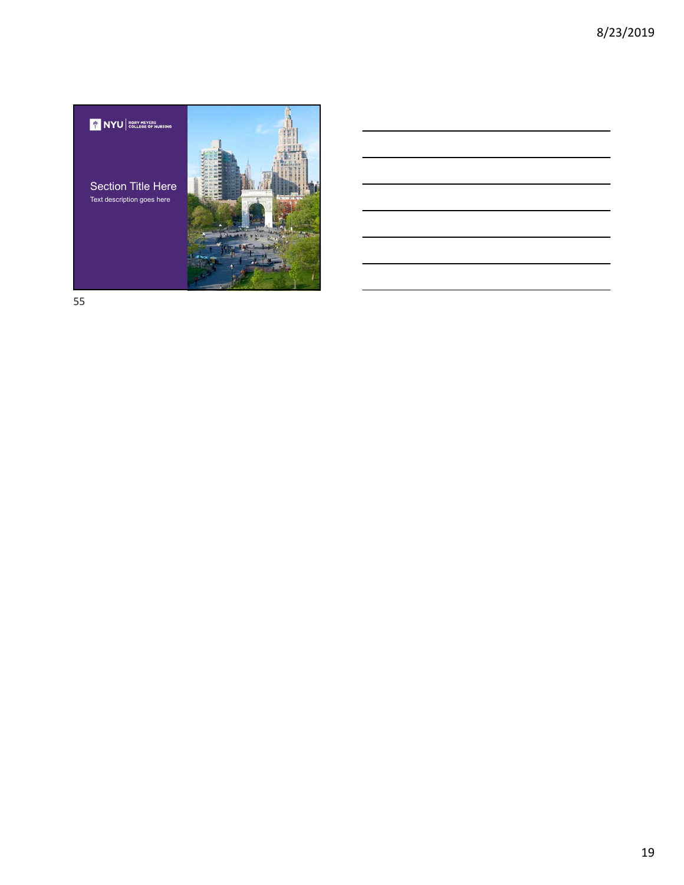NYU | RORY MEYERS COLLEGE OF NURSING

Section Title Here

Text description goes here